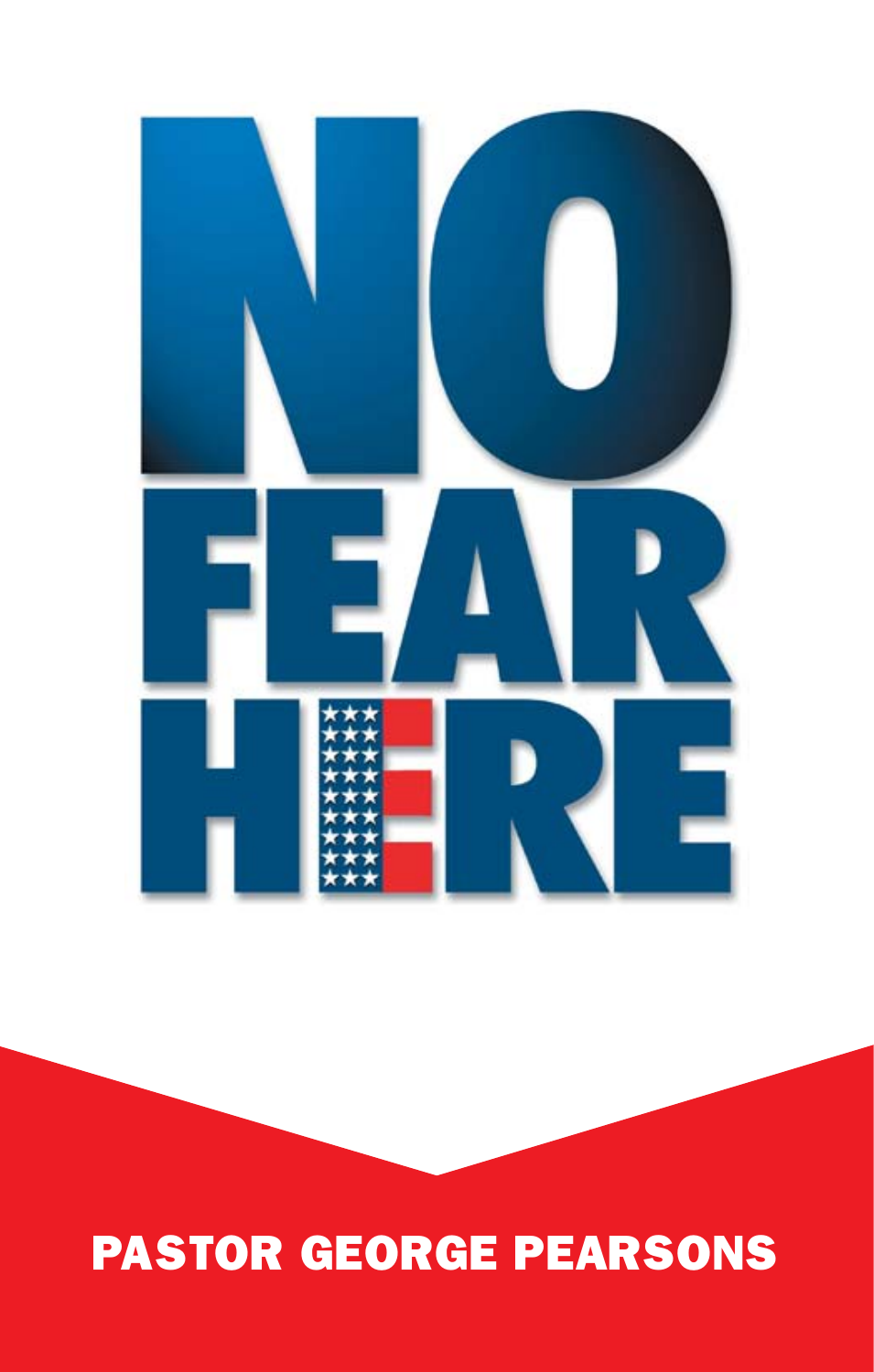# NO FEAR HERE

**PASTOR GEORGE PEARSONS**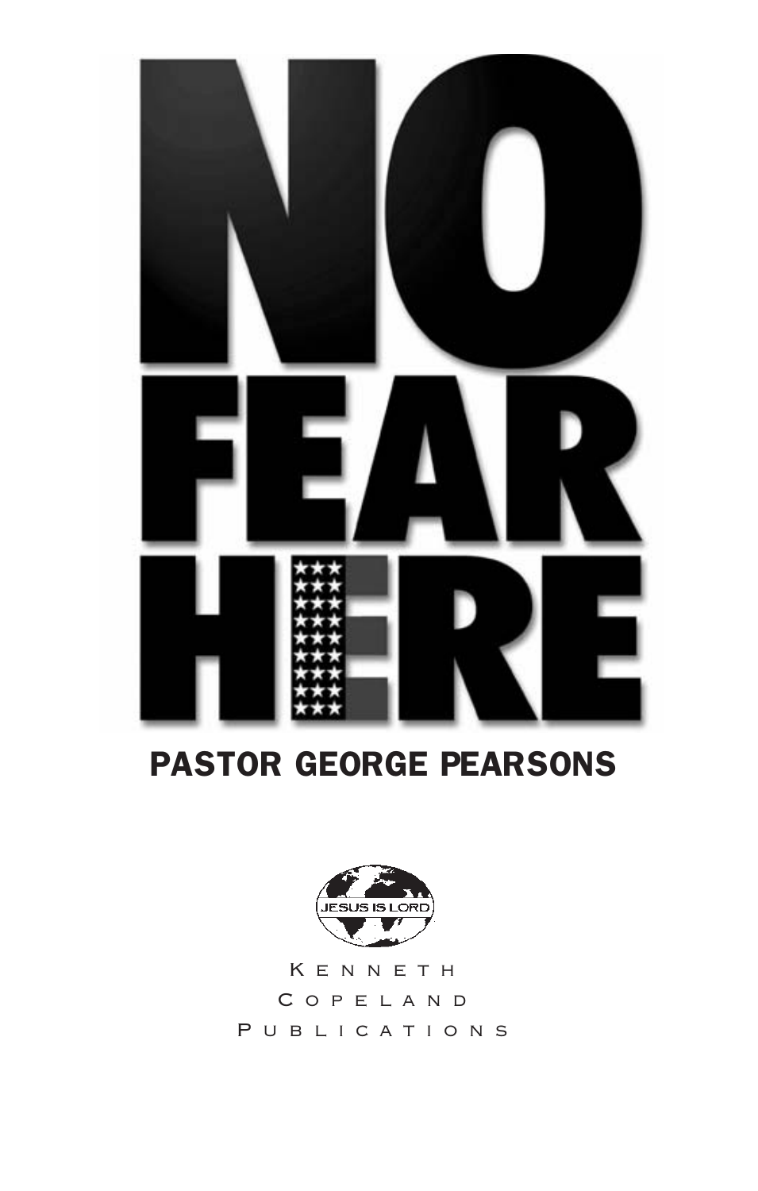# NO FEAR HERE

## PASTOR GEORGE PEARSONS

JESUS IS LORD

KENNETH COPELAND PUBLICATIONS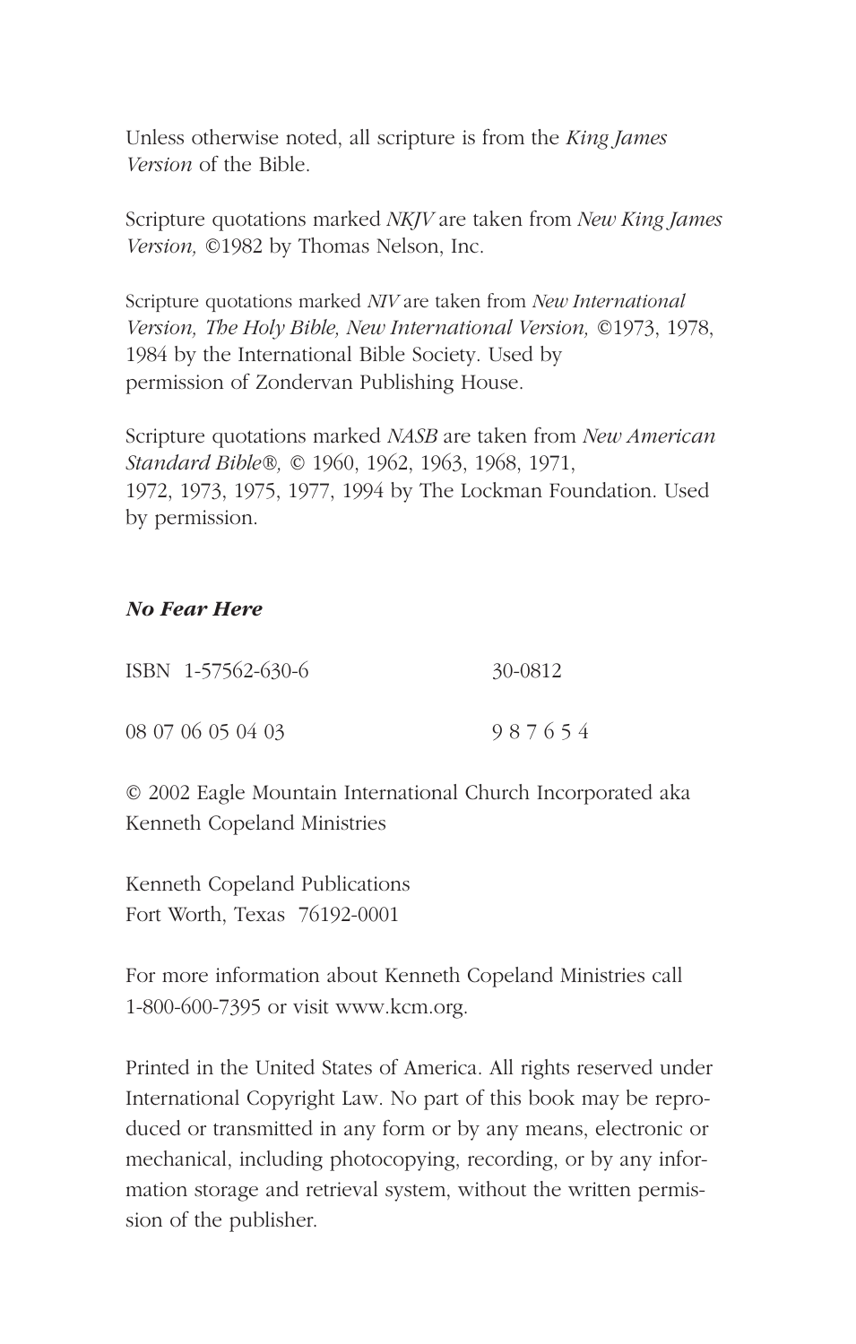Unless otherwise noted, all scripture is from the *King James Version* of the Bible.

Scripture quotations marked *NKJV* are taken from *New King James Version,* ©1982 by Thomas Nelson, Inc.

Scripture quotations marked *NIV* are taken from *New International Version, The Holy Bible, New International Version,* ©1973, 1978, 1984 by the International Bible Society. Used by permission of Zondervan Publishing House.

Scripture quotations marked *NASB* are taken from *New American Standard Bible®,* © 1960, 1962, 1963, 1968, 1971, 1972, 1973, 1975, 1977, 1994 by The Lockman Foundation. Used by permission.

***No Fear Here***

ISBN 1-57562-630-6 30-0812

08 07 06 05 04 03 9 8 7 6 5 4

© 2002 Eagle Mountain International Church Incorporated aka Kenneth Copeland Ministries

Kenneth Copeland Publications
Fort Worth, Texas 76192-0001

For more information about Kenneth Copeland Ministries call 1-800-600-7395 or visit www.kcm.org.

Printed in the United States of America. All rights reserved under International Copyright Law. No part of this book may be reproduced or transmitted in any form or by any means, electronic or mechanical, including photocopying, recording, or by any information storage and retrieval system, without the written permission of the publisher.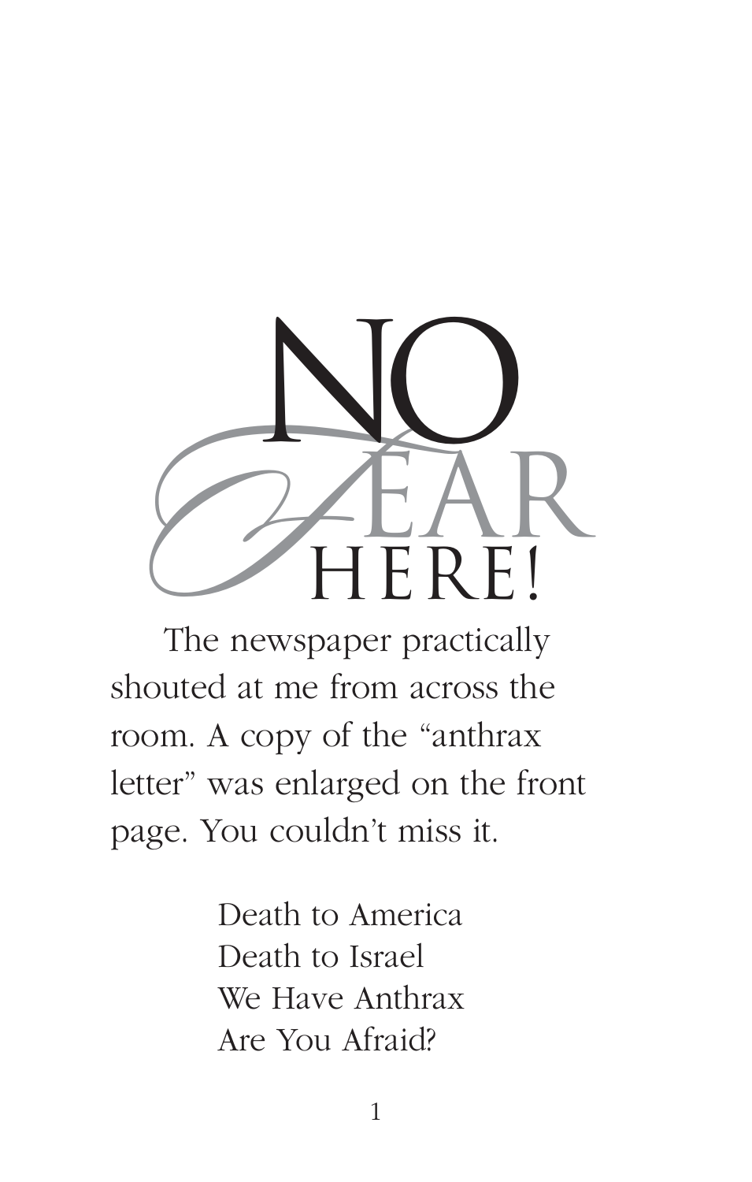# NO FEAR HERE!

The newspaper practically shouted at me from across the room. A copy of the "anthrax letter" was enlarged on the front page. You couldn't miss it.

> Death to America
> Death to Israel
> We Have Anthrax
> Are You Afraid?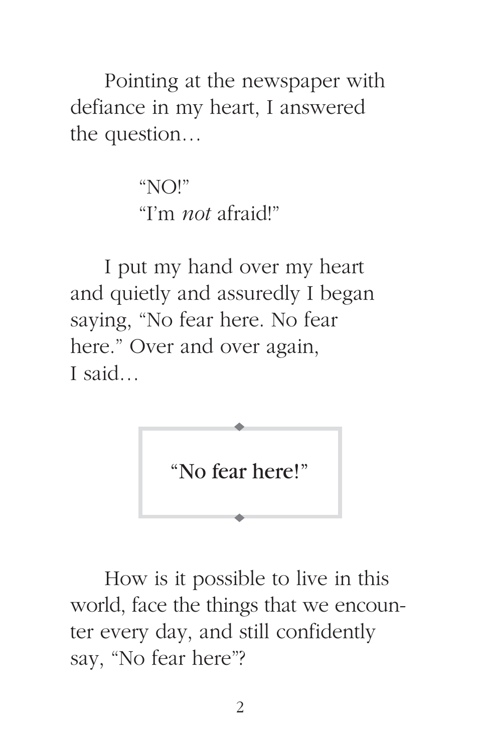Pointing at the newspaper with defiance in my heart, I answered the question…

> "NO!"
> "I'm *not* afraid!"

I put my hand over my heart and quietly and assuredly I began saying, "No fear here. No fear here." Over and over again, I said…

> "**No fear here**!"

How is it possible to live in this world, face the things that we encounter every day, and still confidently say, "No fear here"?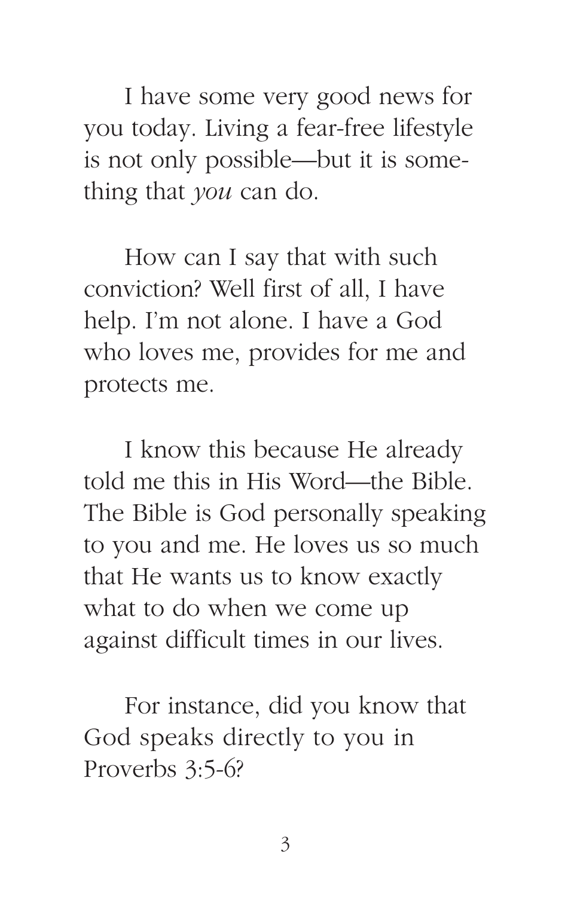I have some very good news for you today. Living a fear-free lifestyle is not only possible—but it is something that *you* can do.

How can I say that with such conviction? Well first of all, I have help. I'm not alone. I have a God who loves me, provides for me and protects me.

I know this because He already told me this in His Word—the Bible. The Bible is God personally speaking to you and me. He loves us so much that He wants us to know exactly what to do when we come up against difficult times in our lives.

For instance, did you know that God speaks directly to you in Proverbs 3:5-6?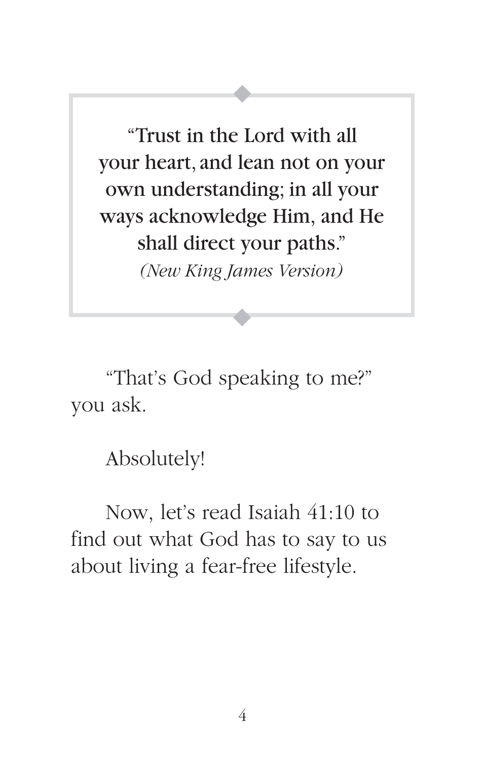> **"Trust in the Lord with all your heart, and lean not on your own understanding; in all your ways acknowledge Him, and He shall direct your paths."**
>
> *(New King James Version)*

"That's God speaking to me?" you ask.

Absolutely!

Now, let's read Isaiah 41:10 to find out what God has to say to us about living a fear-free lifestyle.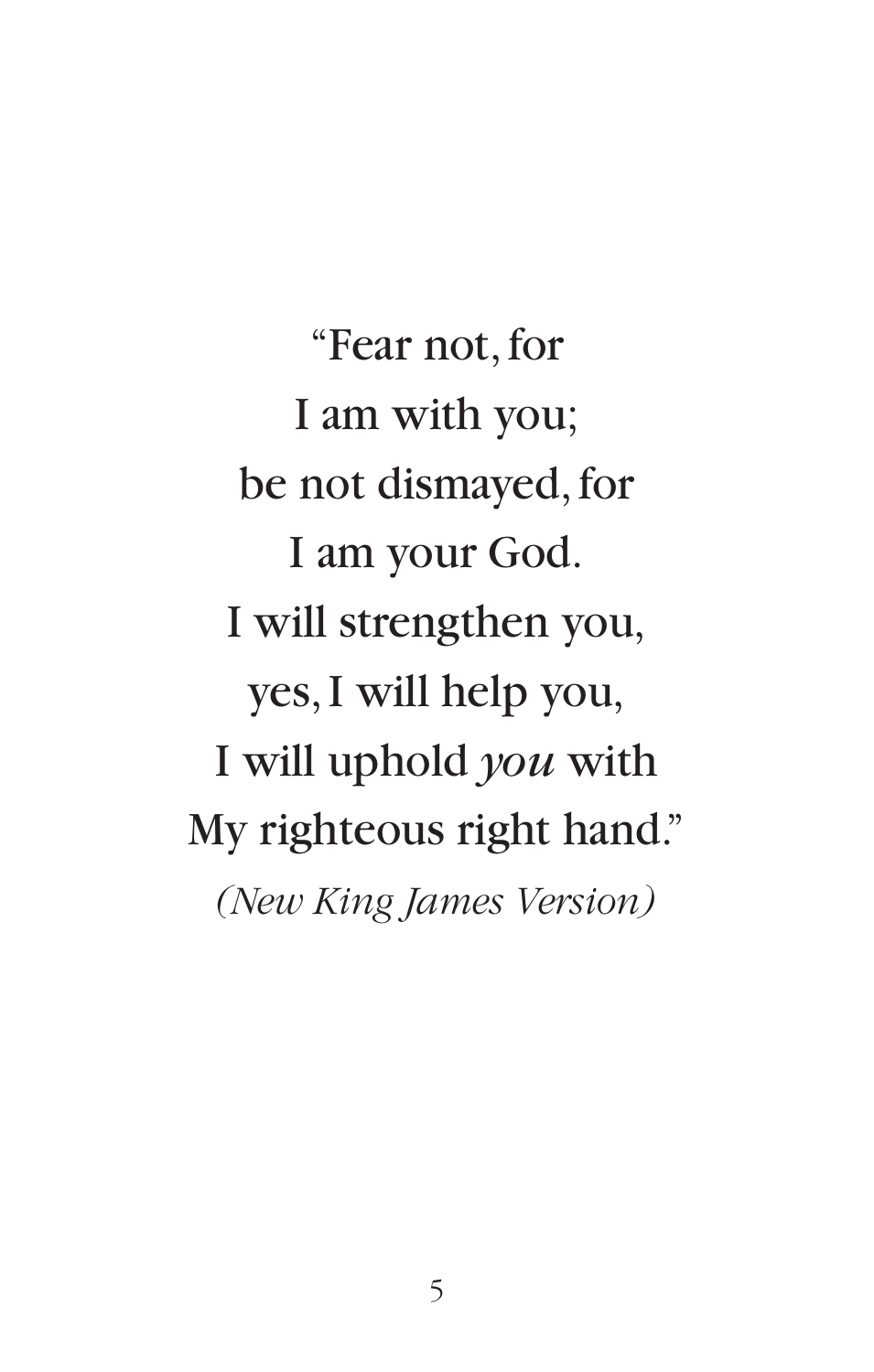"Fear not, for  
I am with you;  
be not dismayed, for  
I am your God.  
I will strengthen you,  
yes, I will help you,  
I will uphold *you* with  
My righteous right hand."

*(New King James Version)*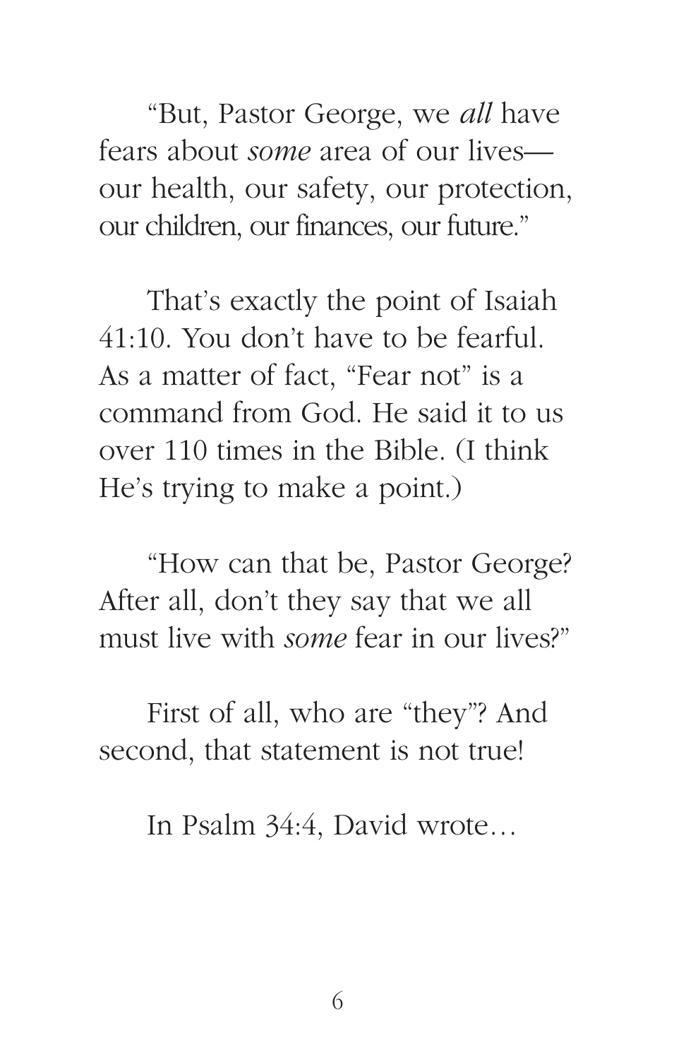"But, Pastor George, we *all* have fears about *some* area of our lives—our health, our safety, our protection, our children, our finances, our future."

That's exactly the point of Isaiah 41:10. You don't have to be fearful. As a matter of fact, "Fear not" is a command from God. He said it to us over 110 times in the Bible. (I think He's trying to make a point.)

"How can that be, Pastor George? After all, don't they say that we all must live with *some* fear in our lives?"

First of all, who are "they"? And second, that statement is not true!

In Psalm 34:4, David wrote…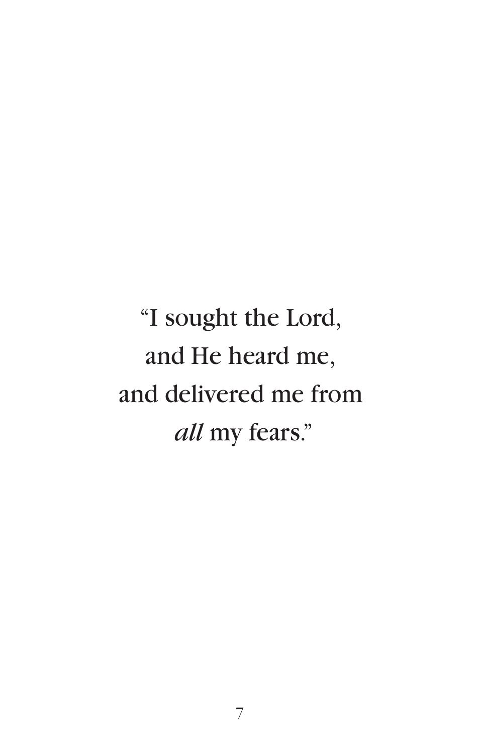"I sought the Lord,
and He heard me,
and delivered me from
*all* my fears."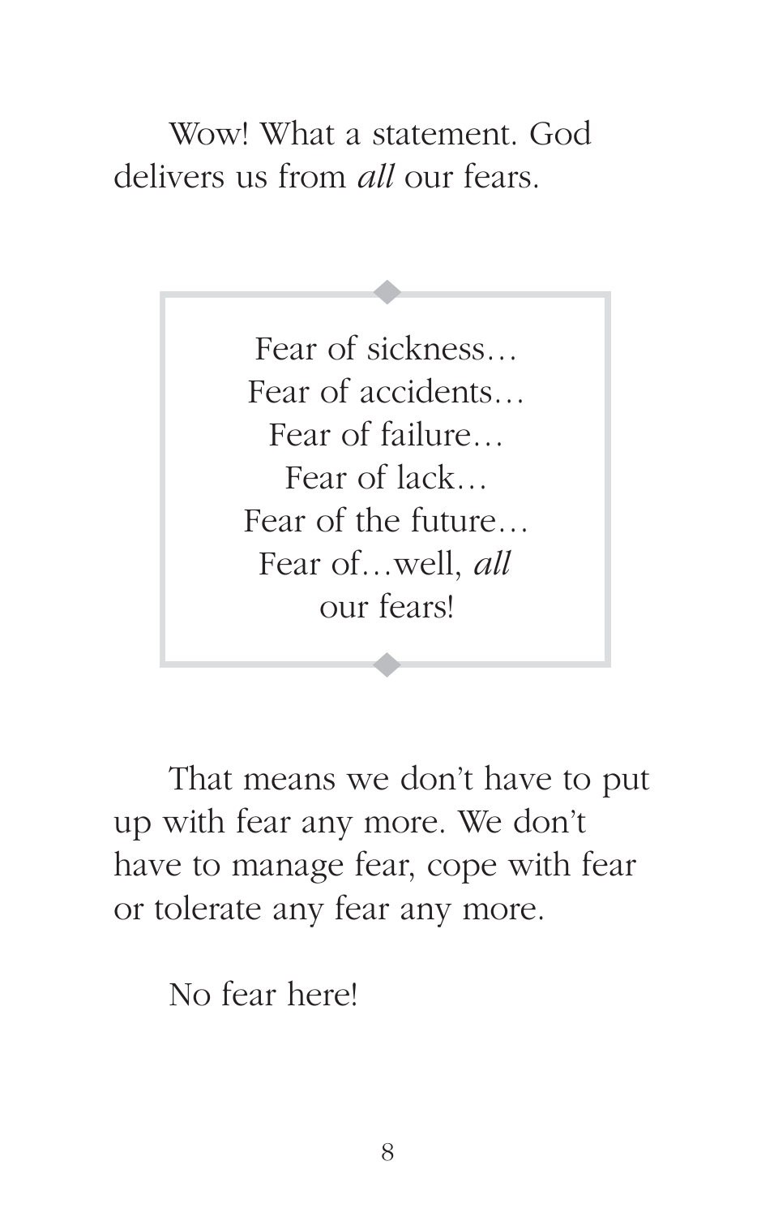Wow! What a statement. God delivers us from *all* our fears.

> Fear of sickness…
> Fear of accidents…
> Fear of failure…
> Fear of lack…
> Fear of the future…
> Fear of…well, *all* our fears!

That means we don't have to put up with fear any more. We don't have to manage fear, cope with fear or tolerate any fear any more.

No fear here!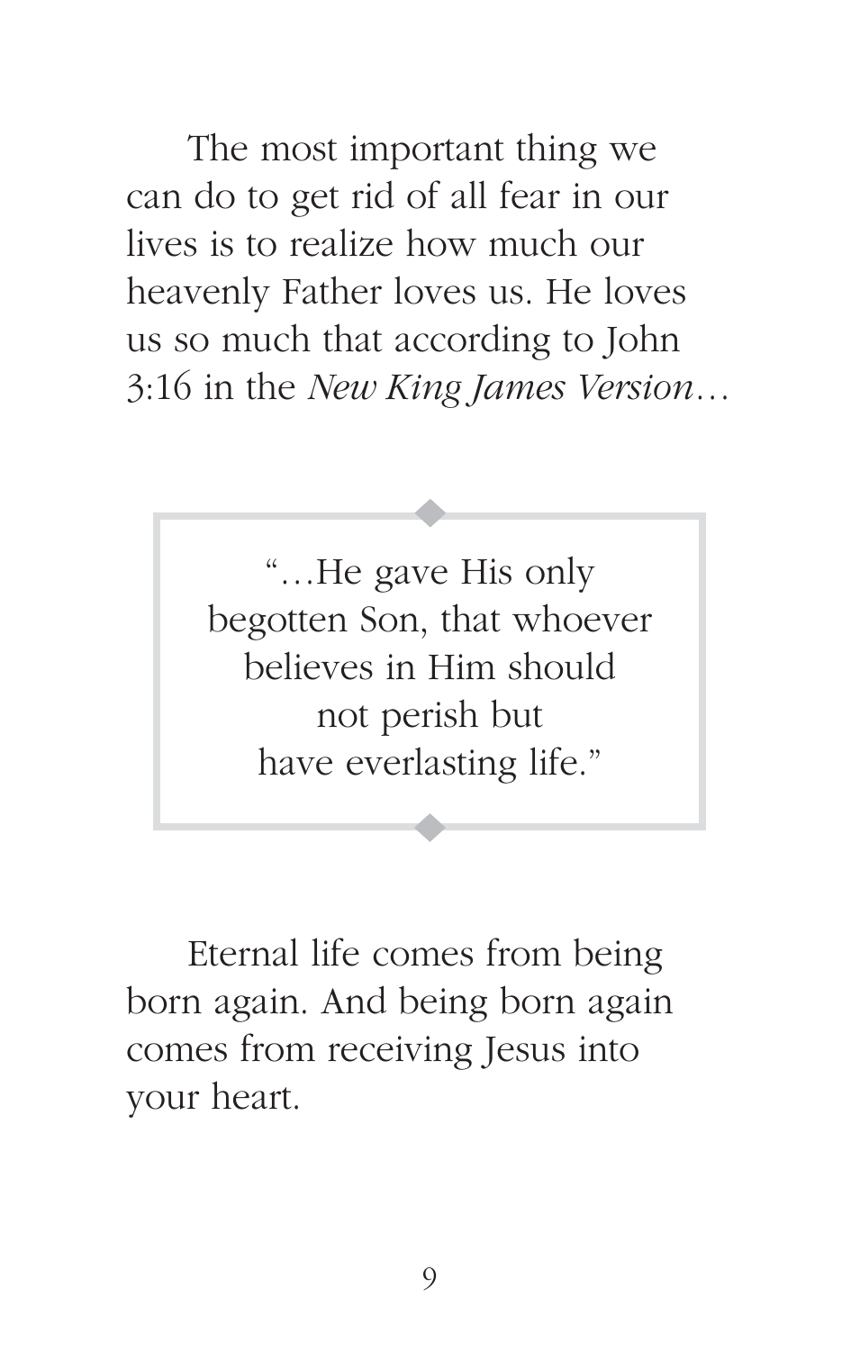The most important thing we can do to get rid of all fear in our lives is to realize how much our heavenly Father loves us. He loves us so much that according to John 3:16 in the *New King James Version*…

> "…He gave His only begotten Son, that whoever believes in Him should not perish but have everlasting life."

Eternal life comes from being born again. And being born again comes from receiving Jesus into your heart.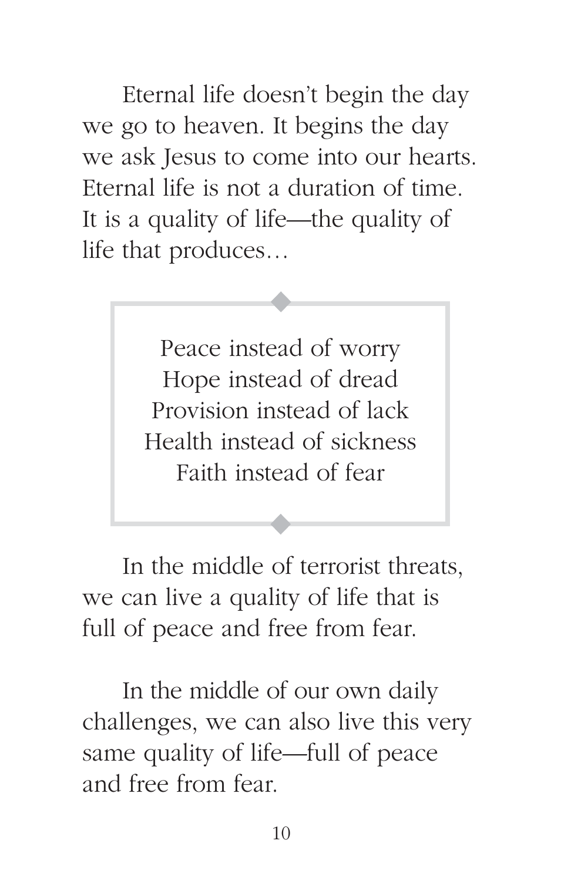Eternal life doesn't begin the day we go to heaven. It begins the day we ask Jesus to come into our hearts. Eternal life is not a duration of time. It is a quality of life—the quality of life that produces…

> Peace instead of worry  
> Hope instead of dread  
> Provision instead of lack  
> Health instead of sickness  
> Faith instead of fear

In the middle of terrorist threats, we can live a quality of life that is full of peace and free from fear.

In the middle of our own daily challenges, we can also live this very same quality of life—full of peace and free from fear.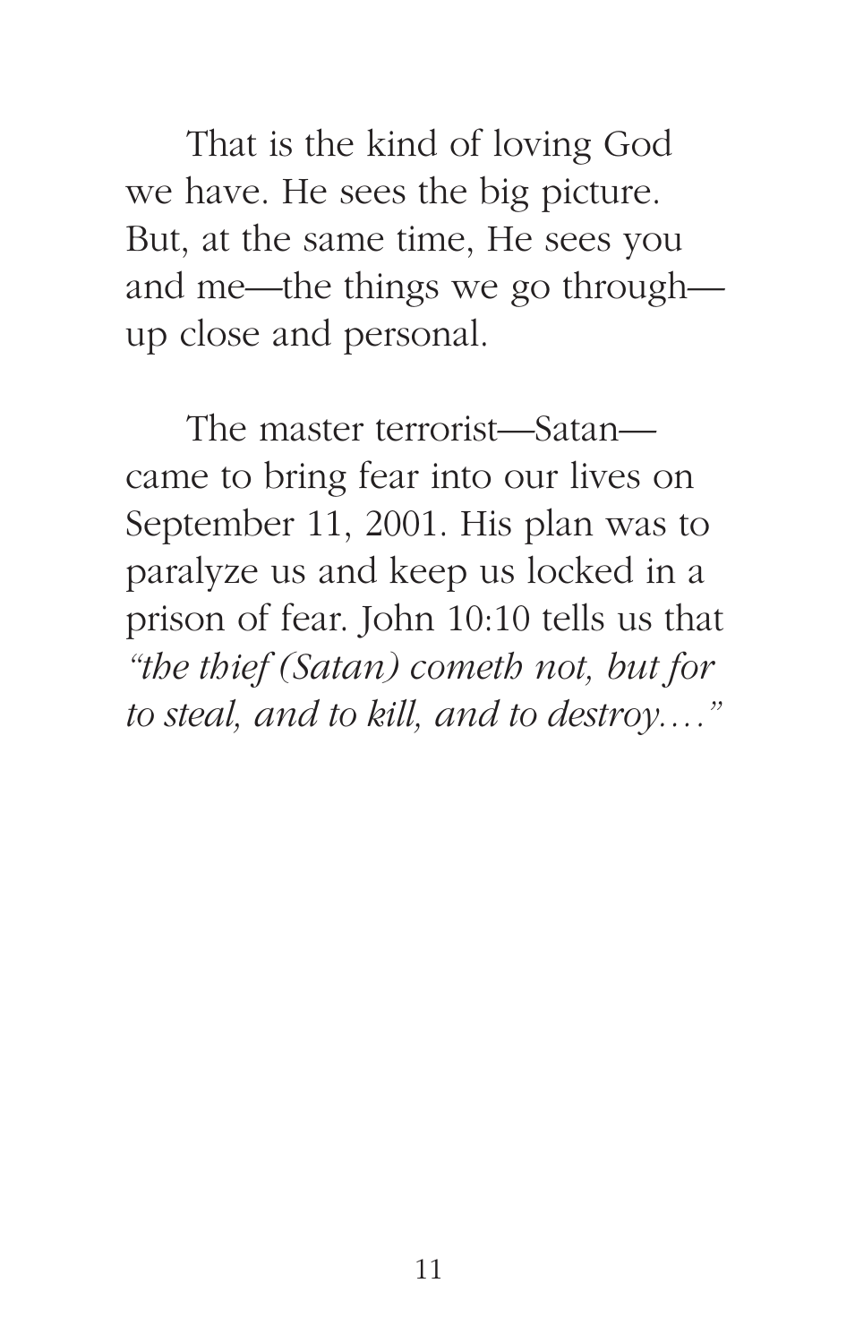That is the kind of loving God we have. He sees the big picture. But, at the same time, He sees you and me—the things we go through—up close and personal.

The master terrorist—Satan—came to bring fear into our lives on September 11, 2001. His plan was to paralyze us and keep us locked in a prison of fear. John 10:10 tells us that *"the thief (Satan) cometh not, but for to steal, and to kill, and to destroy…."*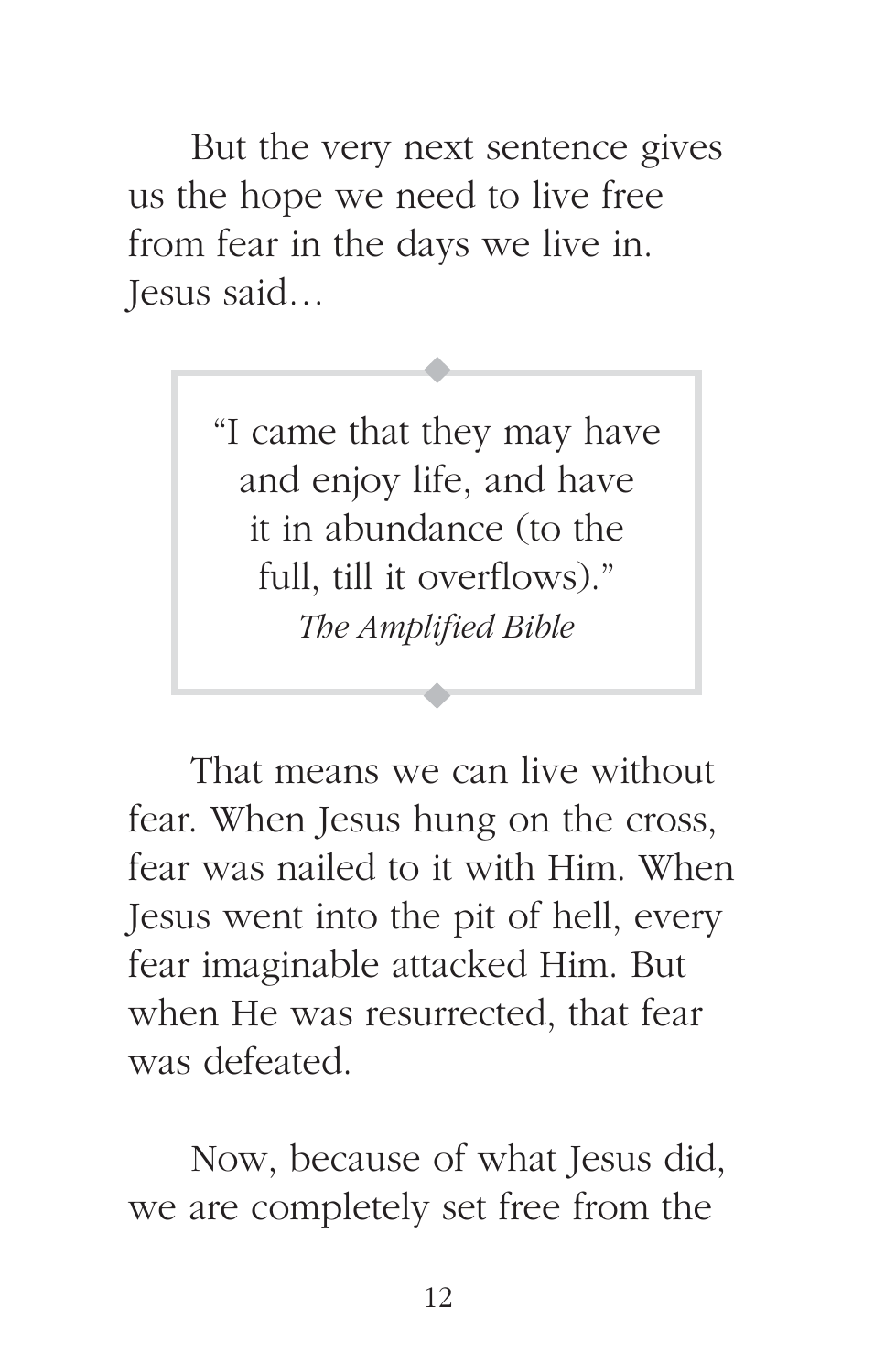But the very next sentence gives us the hope we need to live free from fear in the days we live in. Jesus said…

> "I came that they may have and enjoy life, and have it in abundance (to the full, till it overflows)."
> *The Amplified Bible*

That means we can live without fear. When Jesus hung on the cross, fear was nailed to it with Him. When Jesus went into the pit of hell, every fear imaginable attacked Him. But when He was resurrected, that fear was defeated.

Now, because of what Jesus did, we are completely set free from the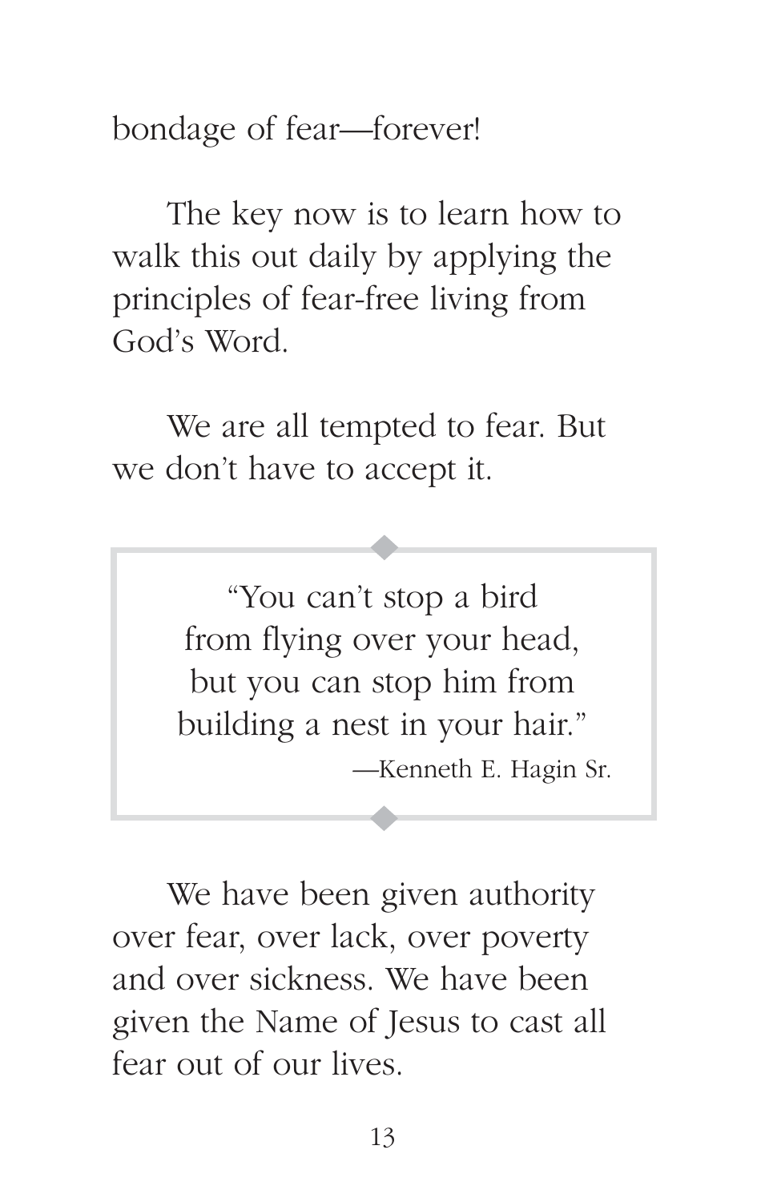bondage of fear—forever!

The key now is to learn how to walk this out daily by applying the principles of fear-free living from God's Word.

We are all tempted to fear. But we don't have to accept it.

> "You can't stop a bird from flying over your head, but you can stop him from building a nest in your hair."
>
> —Kenneth E. Hagin Sr.

We have been given authority over fear, over lack, over poverty and over sickness. We have been given the Name of Jesus to cast all fear out of our lives.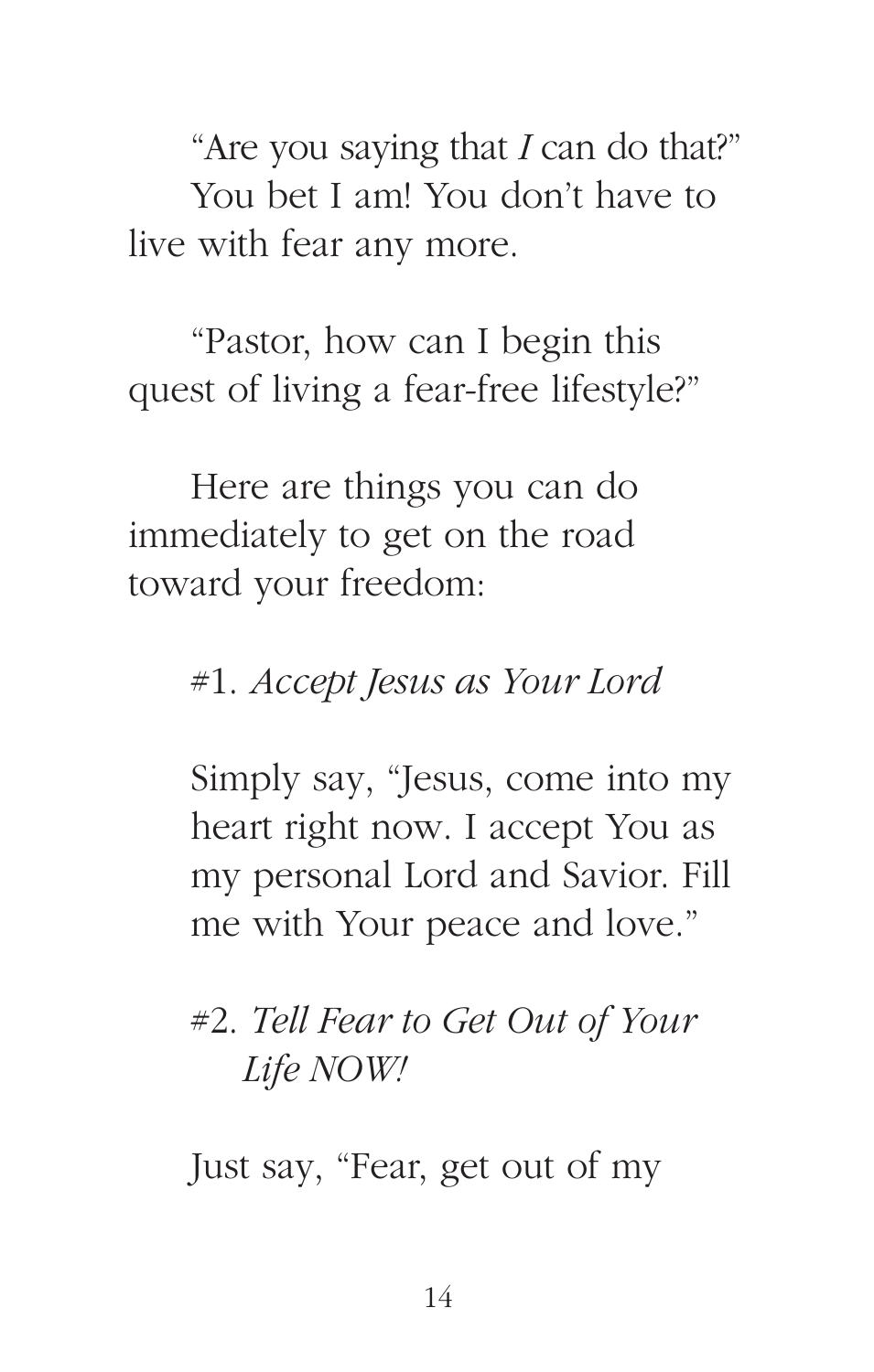"Are you saying that *I* can do that?"
You bet I am! You don't have to live with fear any more.

"Pastor, how can I begin this quest of living a fear-free lifestyle?"

Here are things you can do immediately to get on the road toward your freedom:

#1. *Accept Jesus as Your Lord*

Simply say, "Jesus, come into my heart right now. I accept You as my personal Lord and Savior. Fill me with Your peace and love."

#2. *Tell Fear to Get Out of Your Life NOW!*

Just say, "Fear, get out of my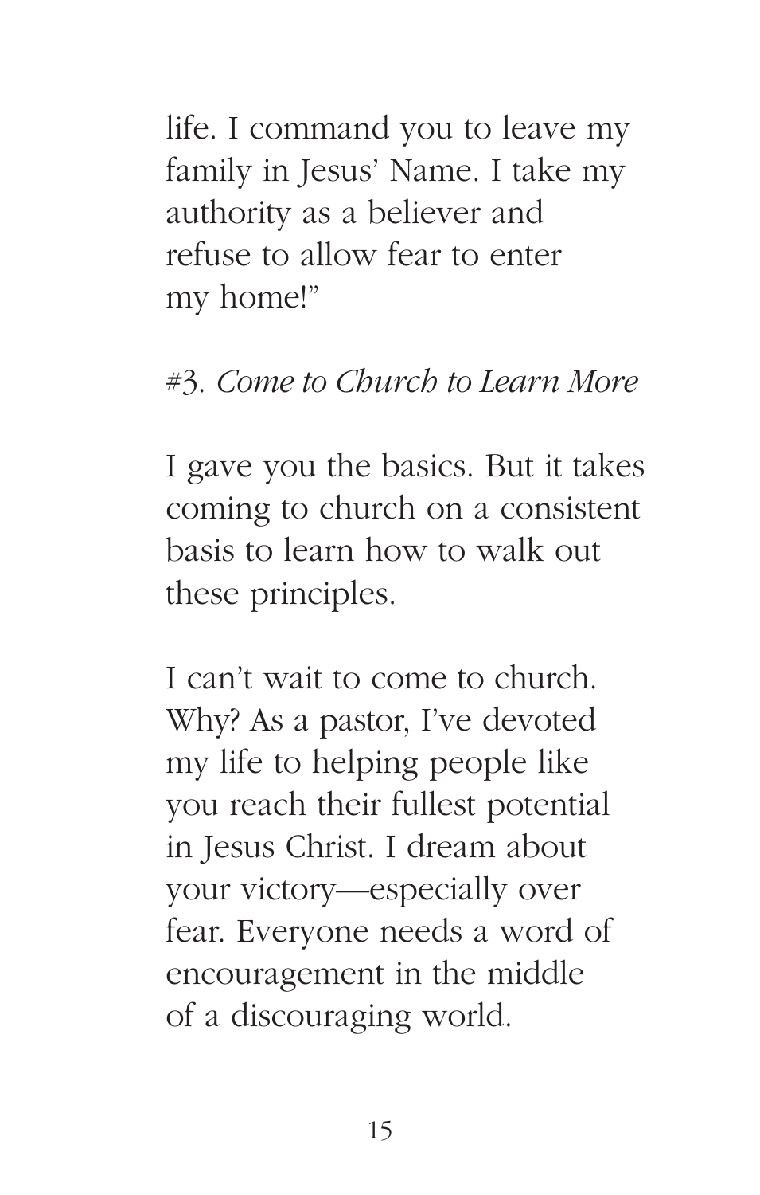life. I command you to leave my family in Jesus' Name. I take my authority as a believer and refuse to allow fear to enter my home!"

#3. *Come to Church to Learn More*

I gave you the basics. But it takes coming to church on a consistent basis to learn how to walk out these principles.

I can't wait to come to church. Why? As a pastor, I've devoted my life to helping people like you reach their fullest potential in Jesus Christ. I dream about your victory—especially over fear. Everyone needs a word of encouragement in the middle of a discouraging world.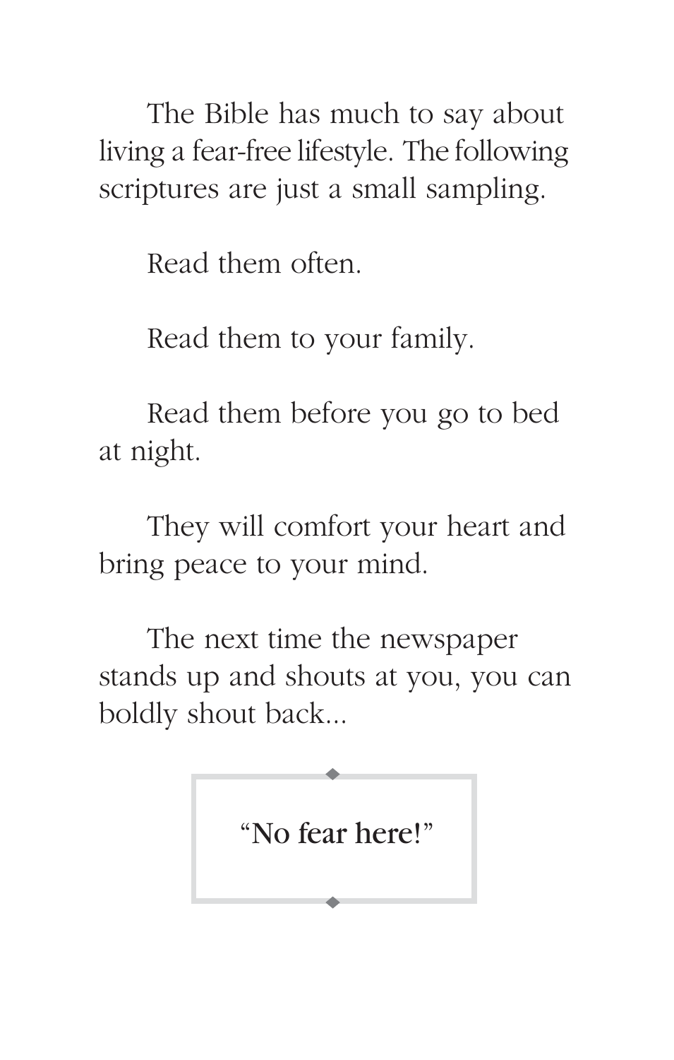The Bible has much to say about living a fear-free lifestyle. The following scriptures are just a small sampling.

Read them often.

Read them to your family.

Read them before you go to bed at night.

They will comfort your heart and bring peace to your mind.

The next time the newspaper stands up and shouts at you, you can boldly shout back...

**"No fear here!"**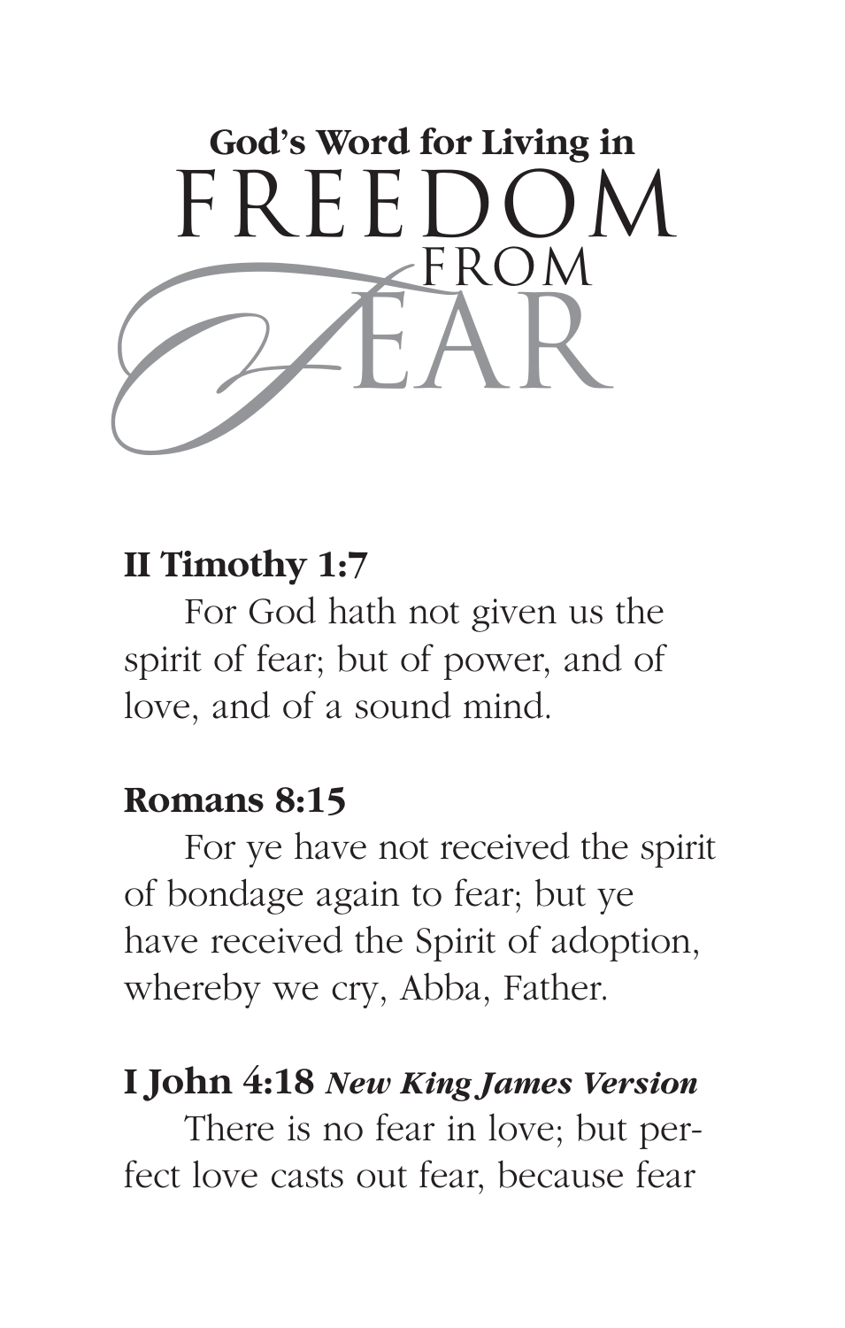# God's Word for Living in FREEDOM FROM FEAR

**II Timothy 1:7**

For God hath not given us the spirit of fear; but of power, and of love, and of a sound mind.

**Romans 8:15**

For ye have not received the spirit of bondage again to fear; but ye have received the Spirit of adoption, whereby we cry, Abba, Father.

**I John 4:18** ***New King James Version***

There is no fear in love; but perfect love casts out fear, because fear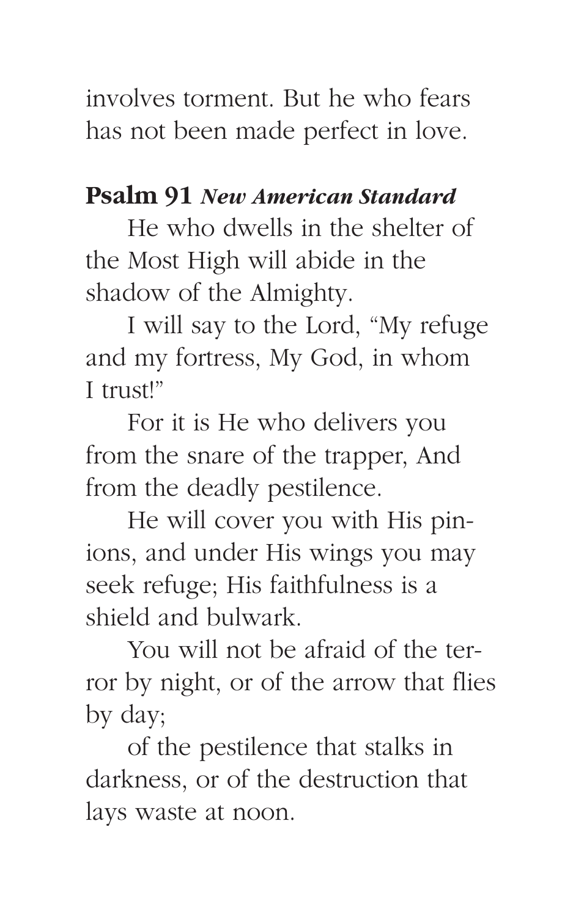involves torment. But he who fears has not been made perfect in love.

**Psalm 91** ***New American Standard***

He who dwells in the shelter of the Most High will abide in the shadow of the Almighty.

I will say to the Lord, "My refuge and my fortress, My God, in whom I trust!"

For it is He who delivers you from the snare of the trapper, And from the deadly pestilence.

He will cover you with His pinions, and under His wings you may seek refuge; His faithfulness is a shield and bulwark.

You will not be afraid of the terror by night, or of the arrow that flies by day;

of the pestilence that stalks in darkness, or of the destruction that lays waste at noon.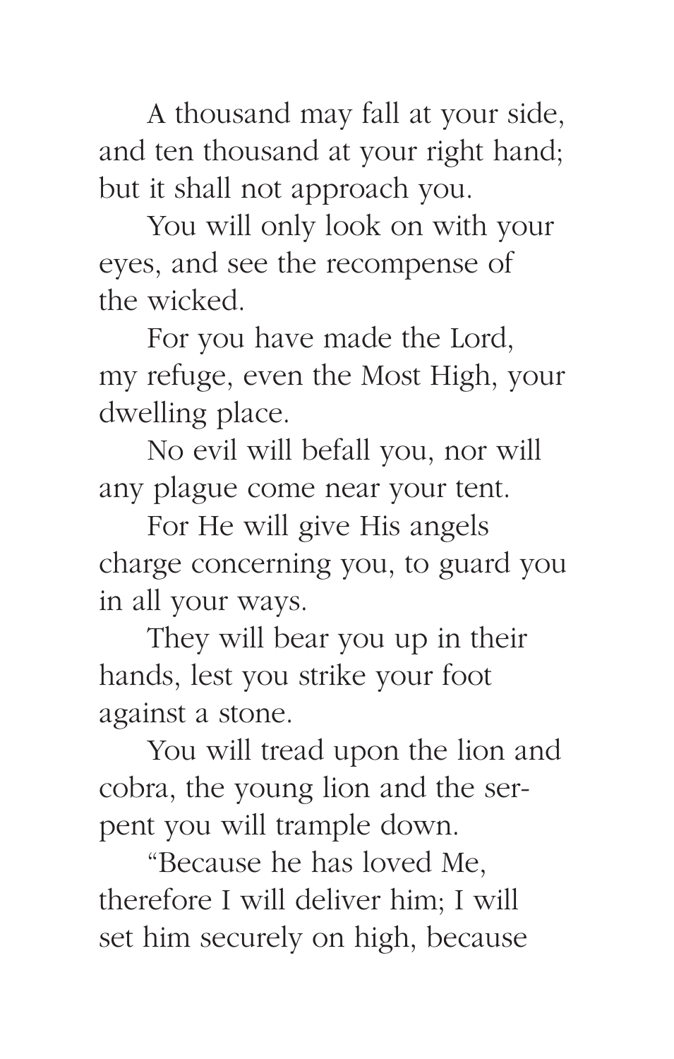A thousand may fall at your side, and ten thousand at your right hand; but it shall not approach you.

You will only look on with your eyes, and see the recompense of the wicked.

For you have made the Lord, my refuge, even the Most High, your dwelling place.

No evil will befall you, nor will any plague come near your tent.

For He will give His angels charge concerning you, to guard you in all your ways.

They will bear you up in their hands, lest you strike your foot against a stone.

You will tread upon the lion and cobra, the young lion and the serpent you will trample down.

“Because he has loved Me, therefore I will deliver him; I will set him securely on high, because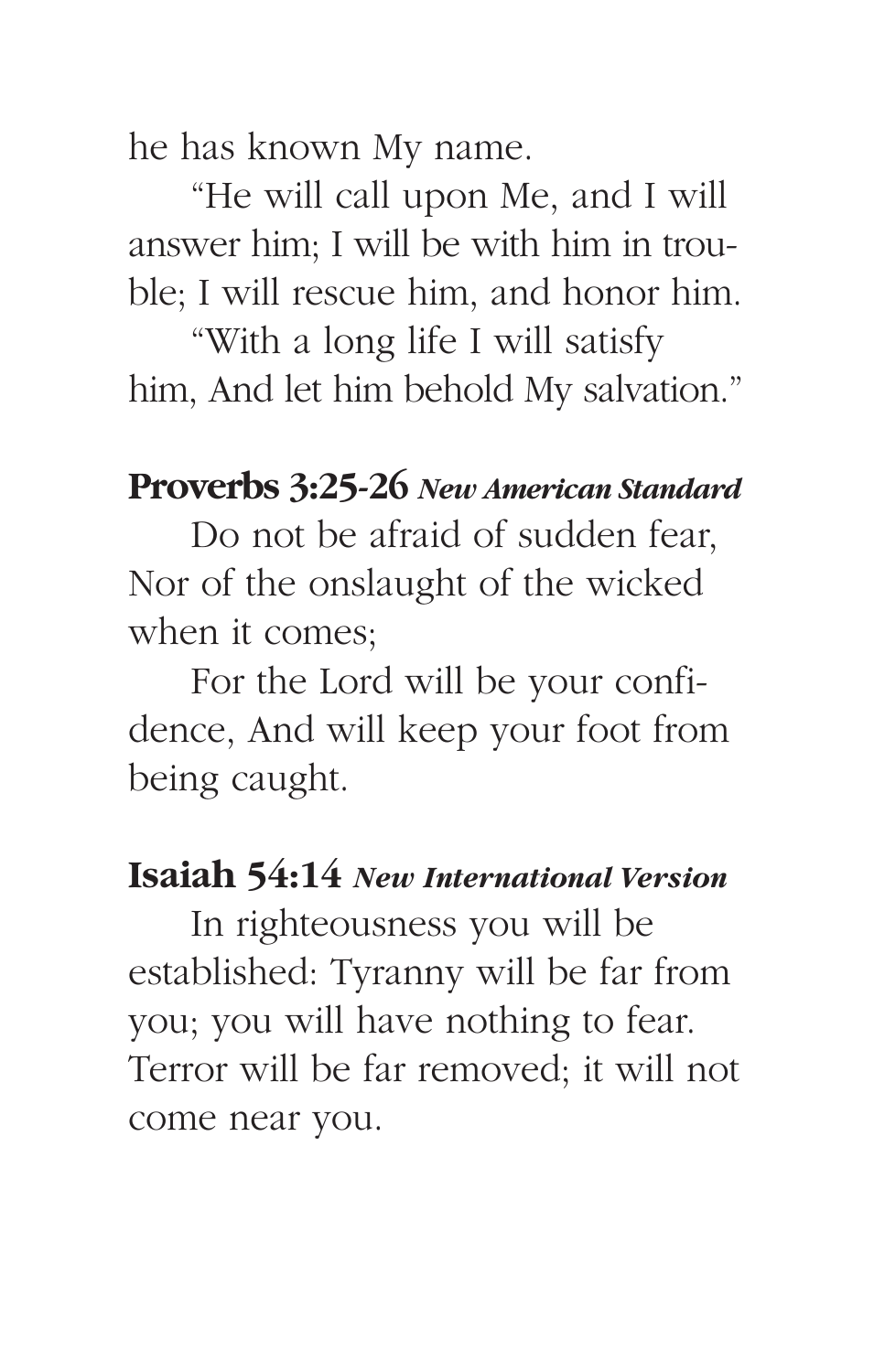he has known My name.

"He will call upon Me, and I will answer him; I will be with him in trouble; I will rescue him, and honor him.

"With a long life I will satisfy him, And let him behold My salvation."

**Proverbs 3:25-26** ***New American Standard***

Do not be afraid of sudden fear, Nor of the onslaught of the wicked when it comes;

For the Lord will be your confidence, And will keep your foot from being caught.

**Isaiah 54:14** ***New International Version***

In righteousness you will be established: Tyranny will be far from you; you will have nothing to fear. Terror will be far removed; it will not come near you.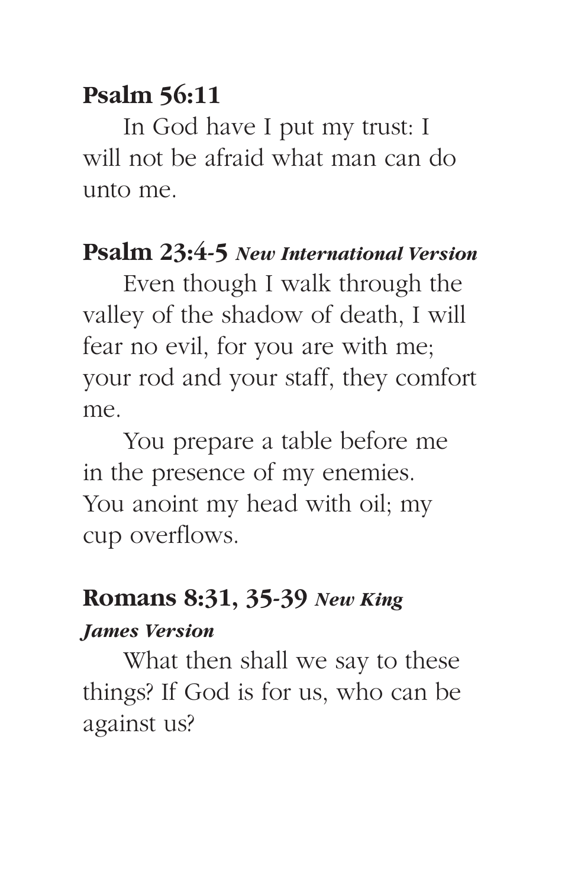**Psalm 56:11**

In God have I put my trust: I will not be afraid what man can do unto me.

**Psalm 23:4-5** ***New International Version***

Even though I walk through the valley of the shadow of death, I will fear no evil, for you are with me; your rod and your staff, they comfort me.

You prepare a table before me in the presence of my enemies. You anoint my head with oil; my cup overflows.

**Romans 8:31, 35-39** ***New King James Version***

What then shall we say to these things? If God is for us, who can be against us?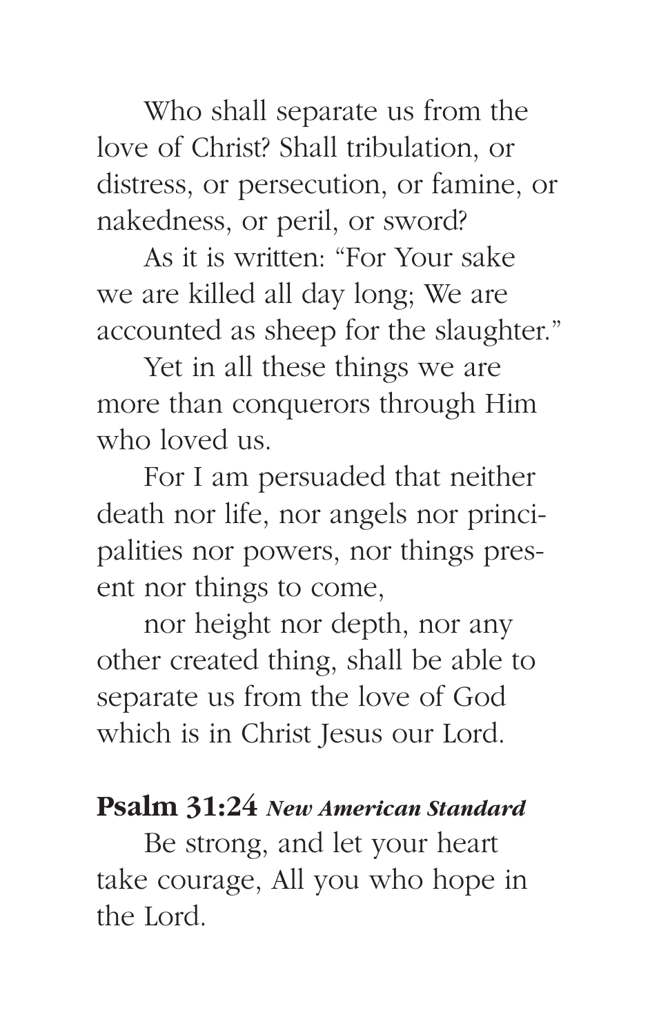Who shall separate us from the love of Christ? Shall tribulation, or distress, or persecution, or famine, or nakedness, or peril, or sword?

As it is written: "For Your sake we are killed all day long; We are accounted as sheep for the slaughter."

Yet in all these things we are more than conquerors through Him who loved us.

For I am persuaded that neither death nor life, nor angels nor principalities nor powers, nor things present nor things to come,

nor height nor depth, nor any other created thing, shall be able to separate us from the love of God which is in Christ Jesus our Lord.

**Psalm 31:24** ***New American Standard***

Be strong, and let your heart take courage, All you who hope in the Lord.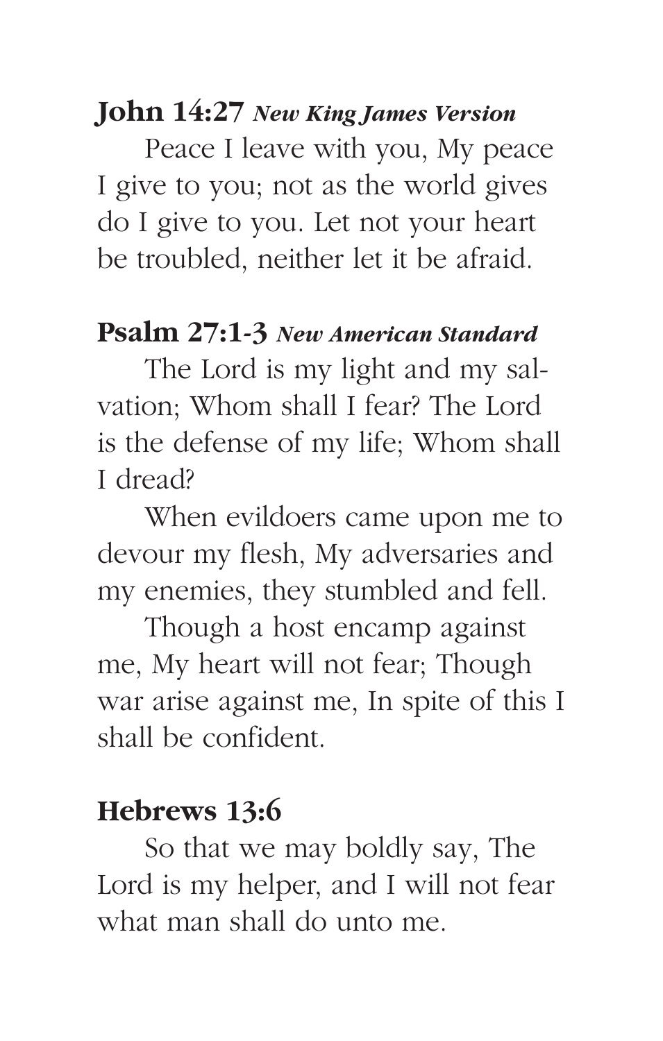**John 14:27** ***New King James Version***

Peace I leave with you, My peace I give to you; not as the world gives do I give to you. Let not your heart be troubled, neither let it be afraid.

**Psalm 27:1-3** ***New American Standard***

The Lord is my light and my salvation; Whom shall I fear? The Lord is the defense of my life; Whom shall I dread?

When evildoers came upon me to devour my flesh, My adversaries and my enemies, they stumbled and fell.

Though a host encamp against me, My heart will not fear; Though war arise against me, In spite of this I shall be confident.

**Hebrews 13:6**

So that we may boldly say, The Lord is my helper, and I will not fear what man shall do unto me.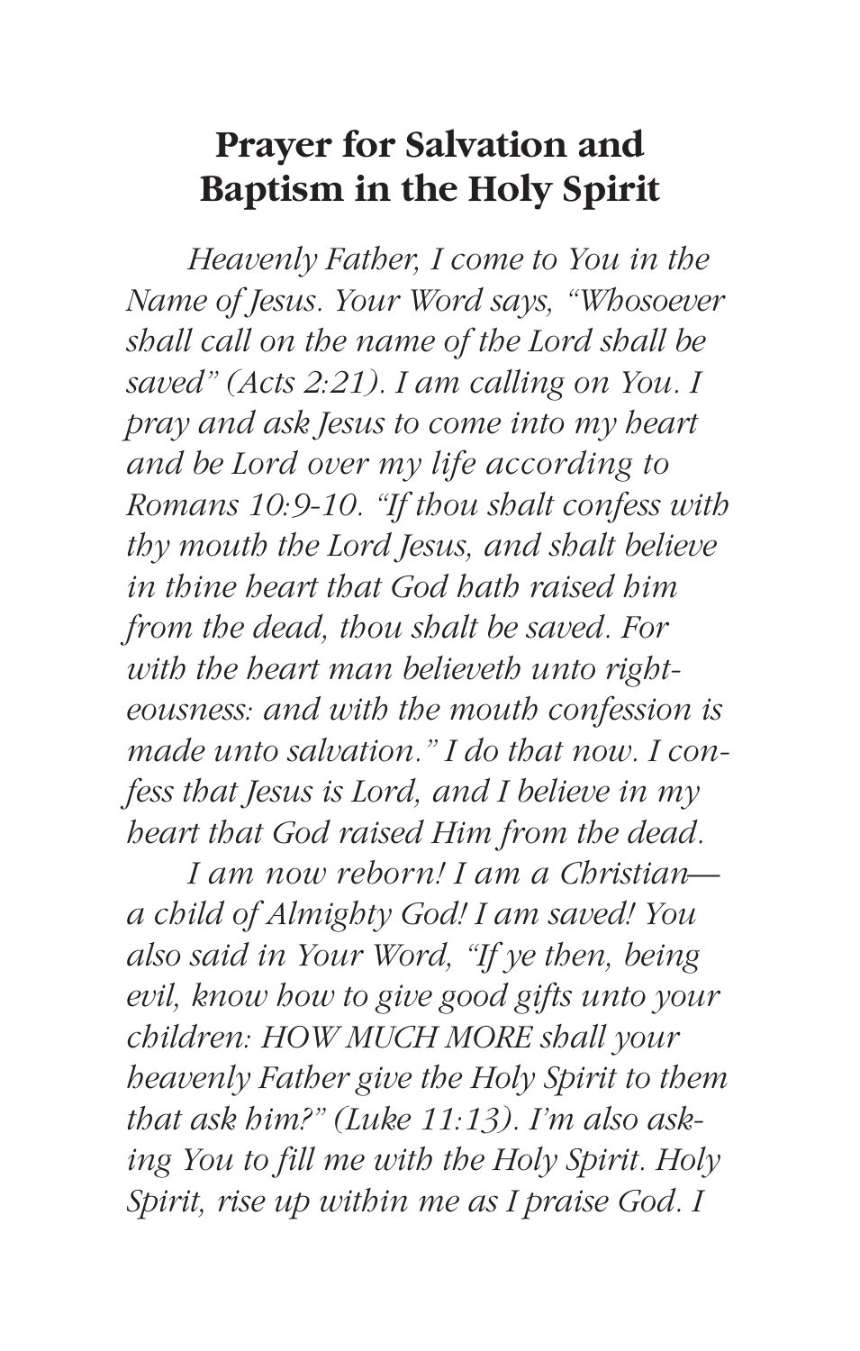## Prayer for Salvation and Baptism in the Holy Spirit

*Heavenly Father, I come to You in the Name of Jesus. Your Word says, "Whosoever shall call on the name of the Lord shall be saved" (Acts 2:21). I am calling on You. I pray and ask Jesus to come into my heart and be Lord over my life according to Romans 10:9-10. "If thou shalt confess with thy mouth the Lord Jesus, and shalt believe in thine heart that God hath raised him from the dead, thou shalt be saved. For with the heart man believeth unto righteousness: and with the mouth confession is made unto salvation." I do that now. I confess that Jesus is Lord, and I believe in my heart that God raised Him from the dead.*

*I am now reborn! I am a Christian—a child of Almighty God! I am saved! You also said in Your Word, "If ye then, being evil, know how to give good gifts unto your children: HOW MUCH MORE shall your heavenly Father give the Holy Spirit to them that ask him?" (Luke 11:13). I'm also asking You to fill me with the Holy Spirit. Holy Spirit, rise up within me as I praise God. I*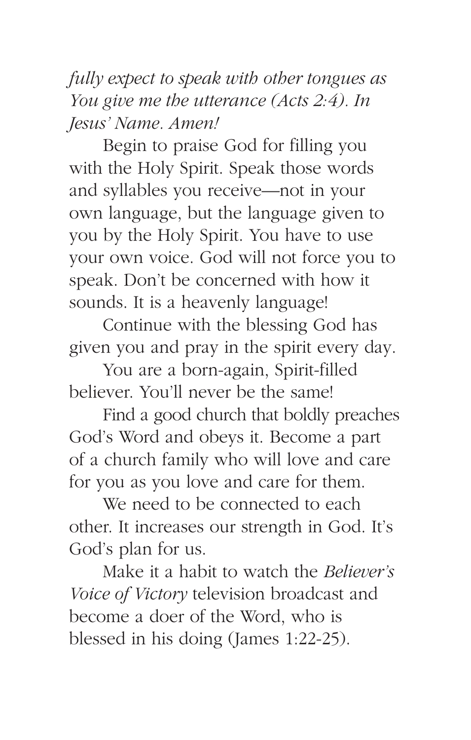*fully expect to speak with other tongues as You give me the utterance (Acts 2:4). In Jesus' Name. Amen!*

Begin to praise God for filling you with the Holy Spirit. Speak those words and syllables you receive—not in your own language, but the language given to you by the Holy Spirit. You have to use your own voice. God will not force you to speak. Don't be concerned with how it sounds. It is a heavenly language!

Continue with the blessing God has given you and pray in the spirit every day.

You are a born-again, Spirit-filled believer. You'll never be the same!

Find a good church that boldly preaches God's Word and obeys it. Become a part of a church family who will love and care for you as you love and care for them.

We need to be connected to each other. It increases our strength in God. It's God's plan for us.

Make it a habit to watch the *Believer's Voice of Victory* television broadcast and become a doer of the Word, who is blessed in his doing (James 1:22-25).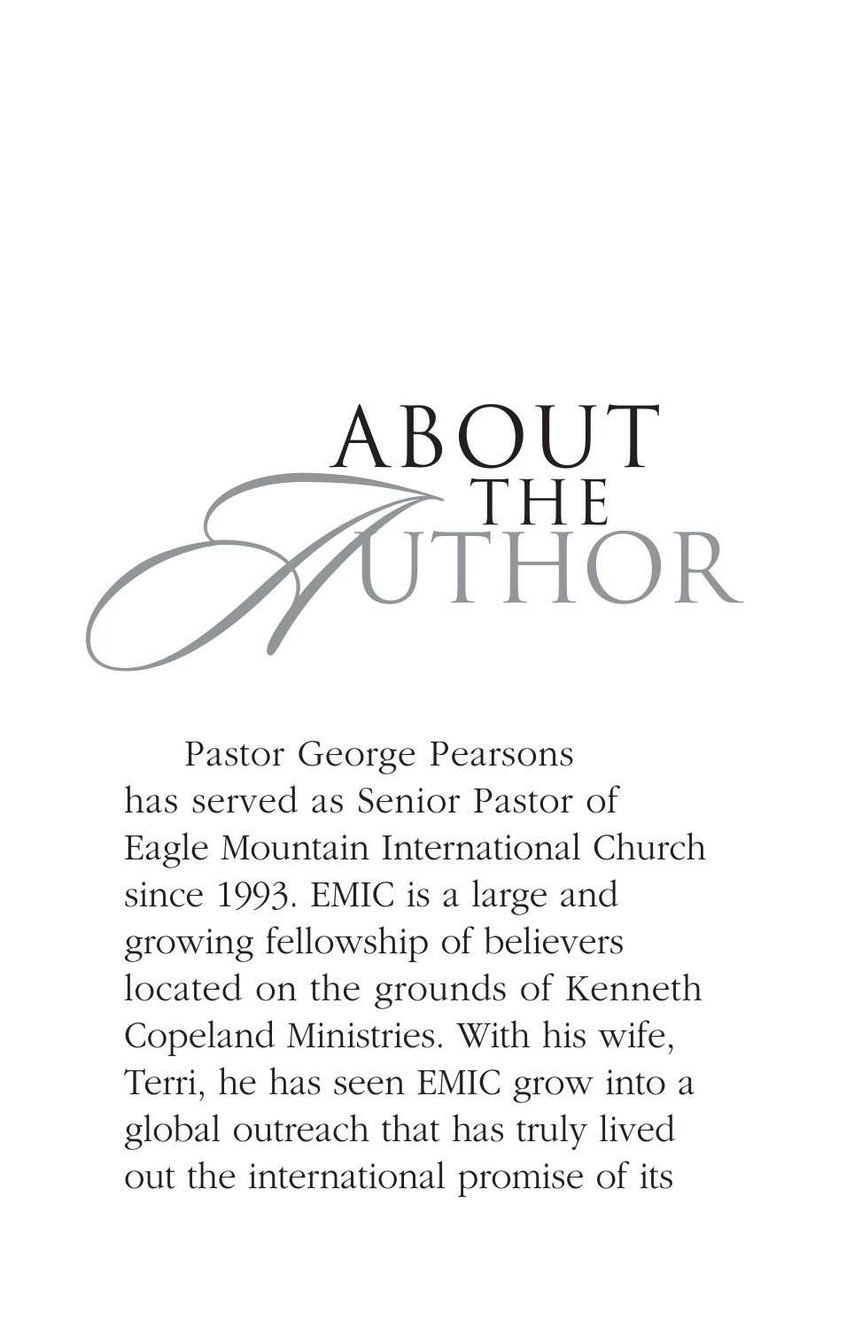# About the Author

Pastor George Pearsons has served as Senior Pastor of Eagle Mountain International Church since 1993. EMIC is a large and growing fellowship of believers located on the grounds of Kenneth Copeland Ministries. With his wife, Terri, he has seen EMIC grow into a global outreach that has truly lived out the international promise of its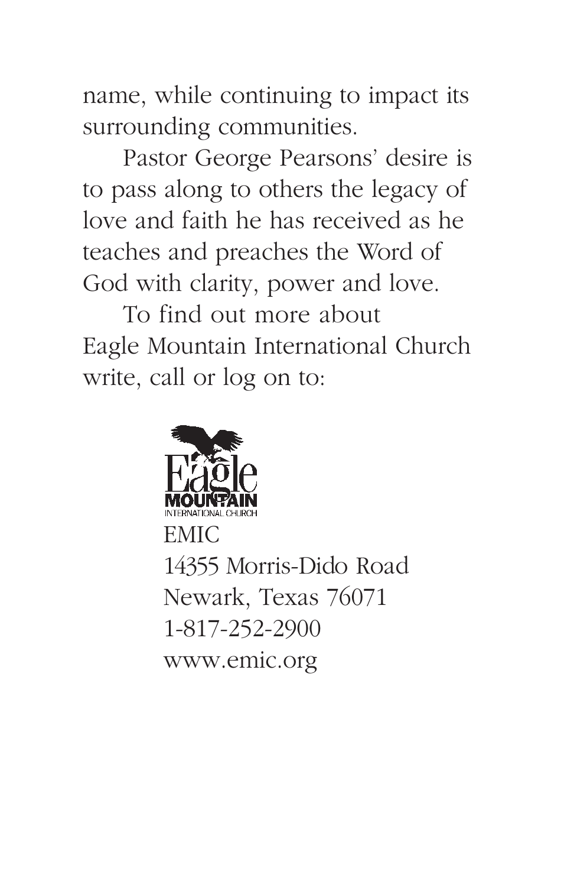name, while continuing to impact its surrounding communities.

Pastor George Pearsons' desire is to pass along to others the legacy of love and faith he has received as he teaches and preaches the Word of God with clarity, power and love.

To find out more about Eagle Mountain International Church write, call or log on to:

Eagle MOUNTAIN INTERNATIONAL CHURCH

EMIC
14355 Morris-Dido Road
Newark, Texas 76071
1-817-252-2900
www.emic.org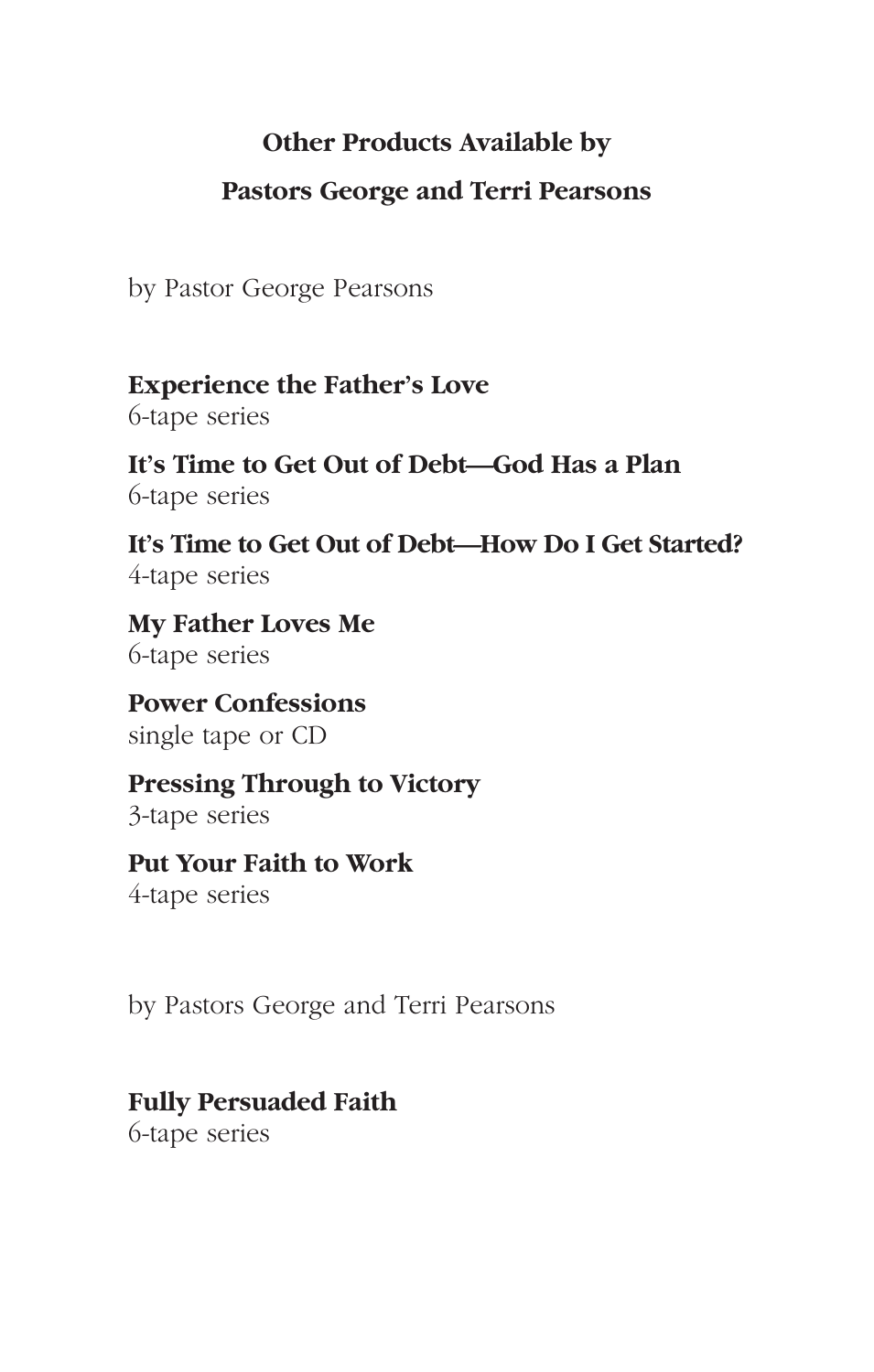## Other Products Available by

## Pastors George and Terri Pearsons

by Pastor George Pearsons

**Experience the Father's Love**
6-tape series

**It's Time to Get Out of Debt—God Has a Plan**
6-tape series

**It's Time to Get Out of Debt—How Do I Get Started?**
4-tape series

**My Father Loves Me**
6-tape series

**Power Confessions**
single tape or CD

**Pressing Through to Victory**
3-tape series

**Put Your Faith to Work**
4-tape series

by Pastors George and Terri Pearsons

**Fully Persuaded Faith**
6-tape series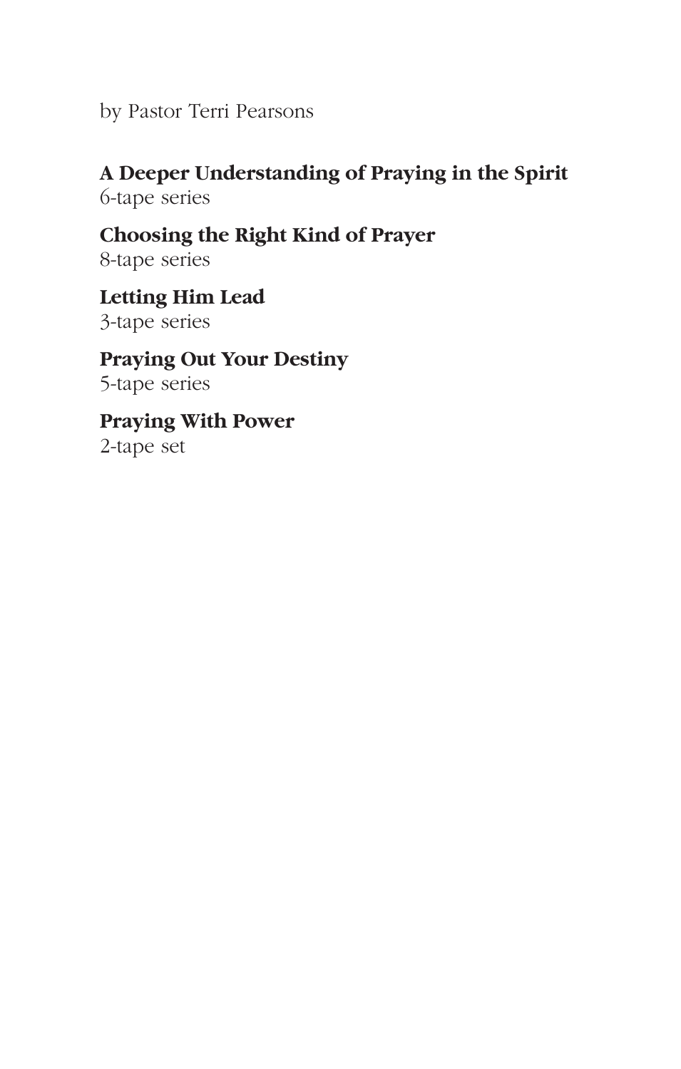by Pastor Terri Pearsons

**A Deeper Understanding of Praying in the Spirit**
6-tape series

**Choosing the Right Kind of Prayer**
8-tape series

**Letting Him Lead**
3-tape series

**Praying Out Your Destiny**
5-tape series

**Praying With Power**
2-tape set